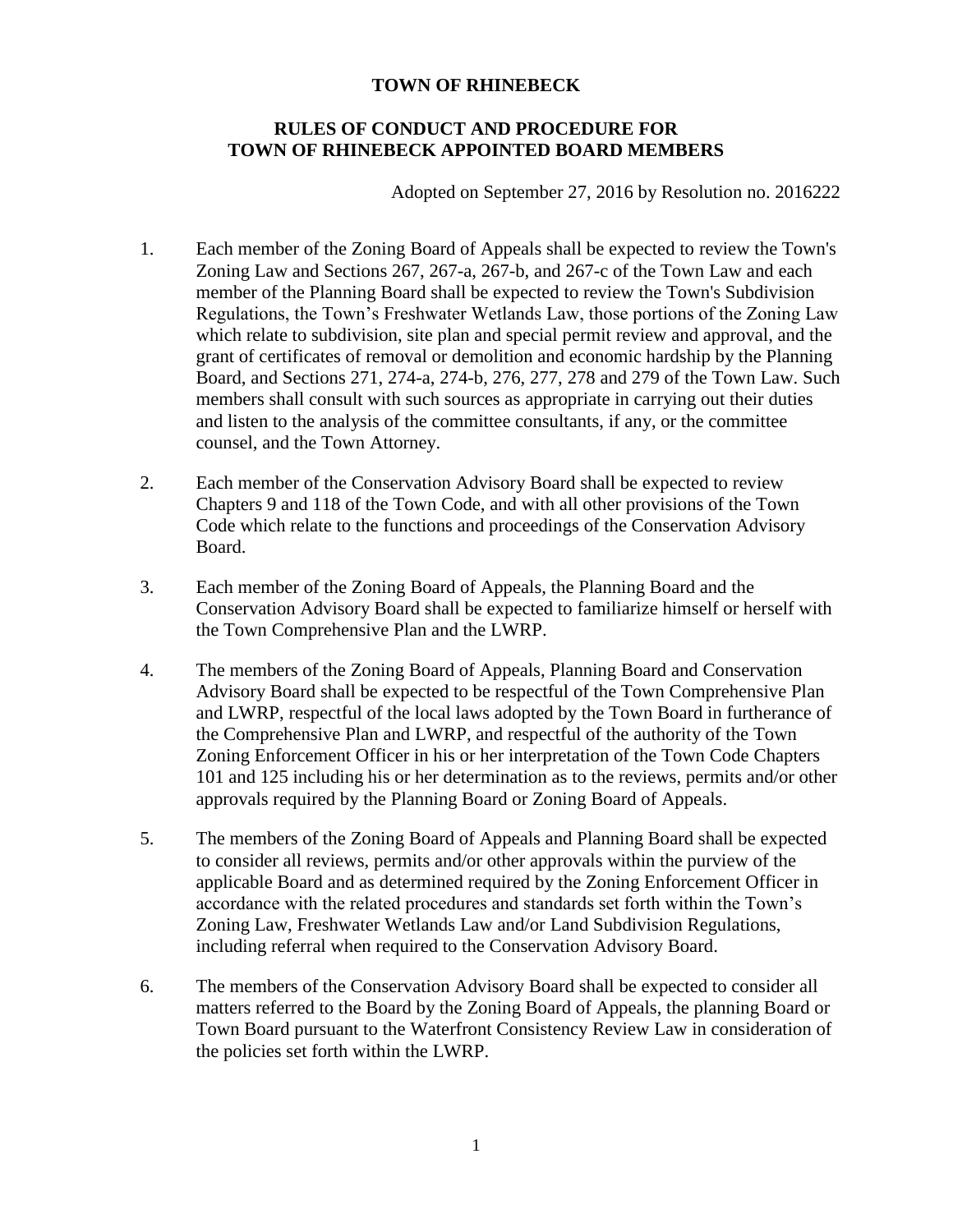# TOWN OF RHINEBECK

## RULES OF CONDUCT AND PROCEDURE FOR TOWN OF RHINEBECK APPOINTED BOARD MEMBERS

Adopted on September 27, 2016 by Resolution no. 2016222

1. Each member of the Zoning Board of Appeals shall be expected to review the Town's Zoning Law and Sections 267, 267-a, 267-b, and 267-c of the Town Law and each member of the Planning Board shall be expected to review the Town's Subdivision Regulations, the Town's Freshwater Wetlands Law, those portions of the Zoning Law which relate to subdivision, site plan and special permit review and approval, and the grant of certificates of removal or demolition and economic hardship by the Planning Board, and Sections 271, 274-a, 274-b, 276, 277, 278 and 279 of the Town Law. Such members shall consult with such sources as appropriate in carrying out their duties and listen to the analysis of the committee consultants, if any, or the committee counsel, and the Town Attorney.

2. Each member of the Conservation Advisory Board shall be expected to review Chapters 9 and 118 of the Town Code, and with all other provisions of the Town Code which relate to the functions and proceedings of the Conservation Advisory Board.

3. Each member of the Zoning Board of Appeals, the Planning Board and the Conservation Advisory Board shall be expected to familiarize himself or herself with the Town Comprehensive Plan and the LWRP.

4. The members of the Zoning Board of Appeals, Planning Board and Conservation Advisory Board shall be expected to be respectful of the Town Comprehensive Plan and LWRP, respectful of the local laws adopted by the Town Board in furtherance of the Comprehensive Plan and LWRP, and respectful of the authority of the Town Zoning Enforcement Officer in his or her interpretation of the Town Code Chapters 101 and 125 including his or her determination as to the reviews, permits and/or other approvals required by the Planning Board or Zoning Board of Appeals.

5. The members of the Zoning Board of Appeals and Planning Board shall be expected to consider all reviews, permits and/or other approvals within the purview of the applicable Board and as determined required by the Zoning Enforcement Officer in accordance with the related procedures and standards set forth within the Town's Zoning Law, Freshwater Wetlands Law and/or Land Subdivision Regulations, including referral when required to the Conservation Advisory Board.

6. The members of the Conservation Advisory Board shall be expected to consider all matters referred to the Board by the Zoning Board of Appeals, the planning Board or Town Board pursuant to the Waterfront Consistency Review Law in consideration of the policies set forth within the LWRP.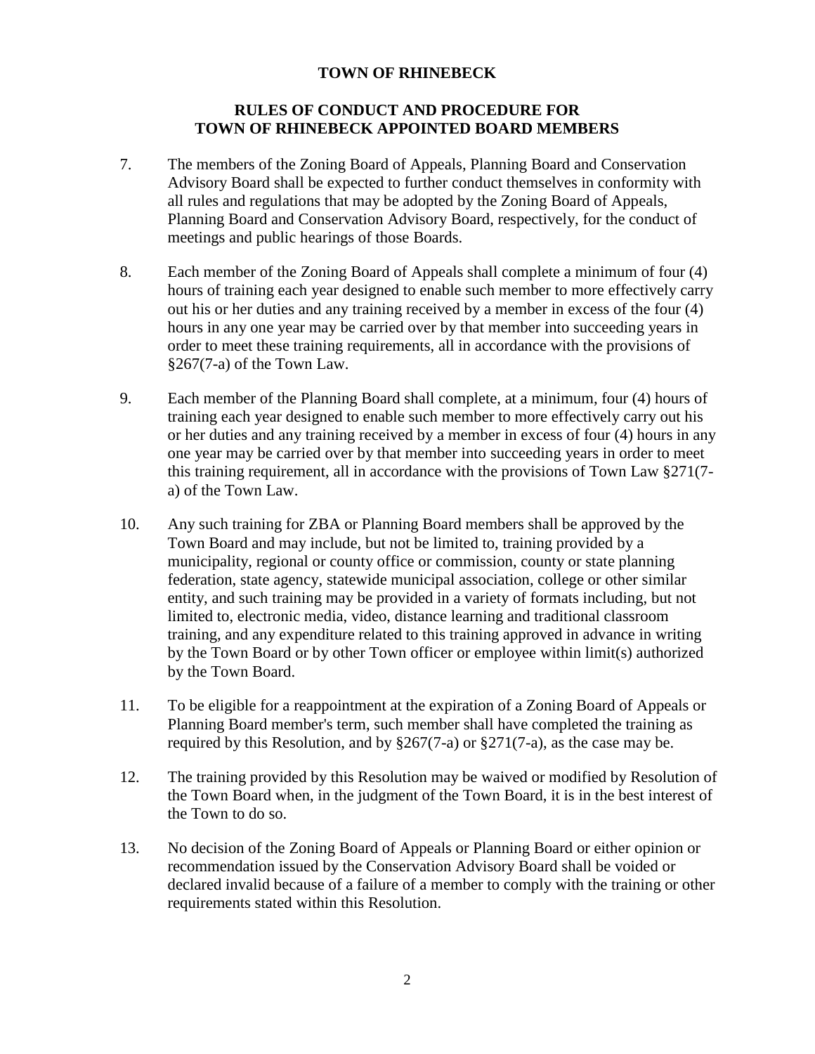**TOWN OF RHINEBECK**

**RULES OF CONDUCT AND PROCEDURE FOR TOWN OF RHINEBECK APPOINTED BOARD MEMBERS**

7. The members of the Zoning Board of Appeals, Planning Board and Conservation Advisory Board shall be expected to further conduct themselves in conformity with all rules and regulations that may be adopted by the Zoning Board of Appeals, Planning Board and Conservation Advisory Board, respectively, for the conduct of meetings and public hearings of those Boards.

8. Each member of the Zoning Board of Appeals shall complete a minimum of four (4) hours of training each year designed to enable such member to more effectively carry out his or her duties and any training received by a member in excess of the four (4) hours in any one year may be carried over by that member into succeeding years in order to meet these training requirements, all in accordance with the provisions of §267(7-a) of the Town Law.

9. Each member of the Planning Board shall complete, at a minimum, four (4) hours of training each year designed to enable such member to more effectively carry out his or her duties and any training received by a member in excess of four (4) hours in any one year may be carried over by that member into succeeding years in order to meet this training requirement, all in accordance with the provisions of Town Law §271(7-a) of the Town Law.

10. Any such training for ZBA or Planning Board members shall be approved by the Town Board and may include, but not be limited to, training provided by a municipality, regional or county office or commission, county or state planning federation, state agency, statewide municipal association, college or other similar entity, and such training may be provided in a variety of formats including, but not limited to, electronic media, video, distance learning and traditional classroom training, and any expenditure related to this training approved in advance in writing by the Town Board or by other Town officer or employee within limit(s) authorized by the Town Board.

11. To be eligible for a reappointment at the expiration of a Zoning Board of Appeals or Planning Board member's term, such member shall have completed the training as required by this Resolution, and by §267(7-a) or §271(7-a), as the case may be.

12. The training provided by this Resolution may be waived or modified by Resolution of the Town Board when, in the judgment of the Town Board, it is in the best interest of the Town to do so.

13. No decision of the Zoning Board of Appeals or Planning Board or either opinion or recommendation issued by the Conservation Advisory Board shall be voided or declared invalid because of a failure of a member to comply with the training or other requirements stated within this Resolution.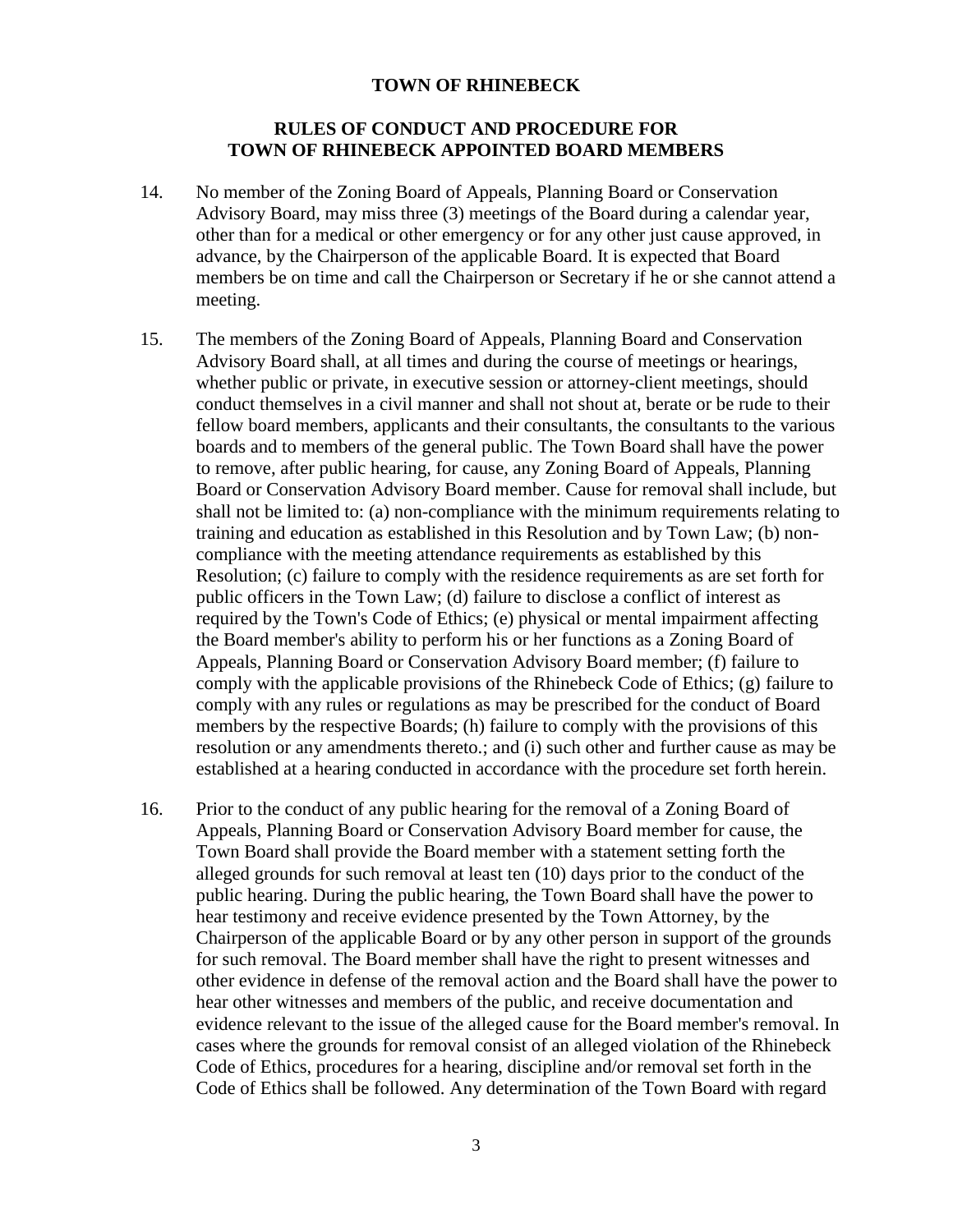**TOWN OF RHINEBECK**

**RULES OF CONDUCT AND PROCEDURE FOR TOWN OF RHINEBECK APPOINTED BOARD MEMBERS**

14. No member of the Zoning Board of Appeals, Planning Board or Conservation Advisory Board, may miss three (3) meetings of the Board during a calendar year, other than for a medical or other emergency or for any other just cause approved, in advance, by the Chairperson of the applicable Board. It is expected that Board members be on time and call the Chairperson or Secretary if he or she cannot attend a meeting.

15. The members of the Zoning Board of Appeals, Planning Board and Conservation Advisory Board shall, at all times and during the course of meetings or hearings, whether public or private, in executive session or attorney-client meetings, should conduct themselves in a civil manner and shall not shout at, berate or be rude to their fellow board members, applicants and their consultants, the consultants to the various boards and to members of the general public. The Town Board shall have the power to remove, after public hearing, for cause, any Zoning Board of Appeals, Planning Board or Conservation Advisory Board member. Cause for removal shall include, but shall not be limited to: (a) non-compliance with the minimum requirements relating to training and education as established in this Resolution and by Town Law; (b) non-compliance with the meeting attendance requirements as established by this Resolution; (c) failure to comply with the residence requirements as are set forth for public officers in the Town Law; (d) failure to disclose a conflict of interest as required by the Town's Code of Ethics; (e) physical or mental impairment affecting the Board member's ability to perform his or her functions as a Zoning Board of Appeals, Planning Board or Conservation Advisory Board member; (f) failure to comply with the applicable provisions of the Rhinebeck Code of Ethics; (g) failure to comply with any rules or regulations as may be prescribed for the conduct of Board members by the respective Boards; (h) failure to comply with the provisions of this resolution or any amendments thereto.; and (i) such other and further cause as may be established at a hearing conducted in accordance with the procedure set forth herein.

16. Prior to the conduct of any public hearing for the removal of a Zoning Board of Appeals, Planning Board or Conservation Advisory Board member for cause, the Town Board shall provide the Board member with a statement setting forth the alleged grounds for such removal at least ten (10) days prior to the conduct of the public hearing. During the public hearing, the Town Board shall have the power to hear testimony and receive evidence presented by the Town Attorney, by the Chairperson of the applicable Board or by any other person in support of the grounds for such removal. The Board member shall have the right to present witnesses and other evidence in defense of the removal action and the Board shall have the power to hear other witnesses and members of the public, and receive documentation and evidence relevant to the issue of the alleged cause for the Board member's removal. In cases where the grounds for removal consist of an alleged violation of the Rhinebeck Code of Ethics, procedures for a hearing, discipline and/or removal set forth in the Code of Ethics shall be followed. Any determination of the Town Board with regard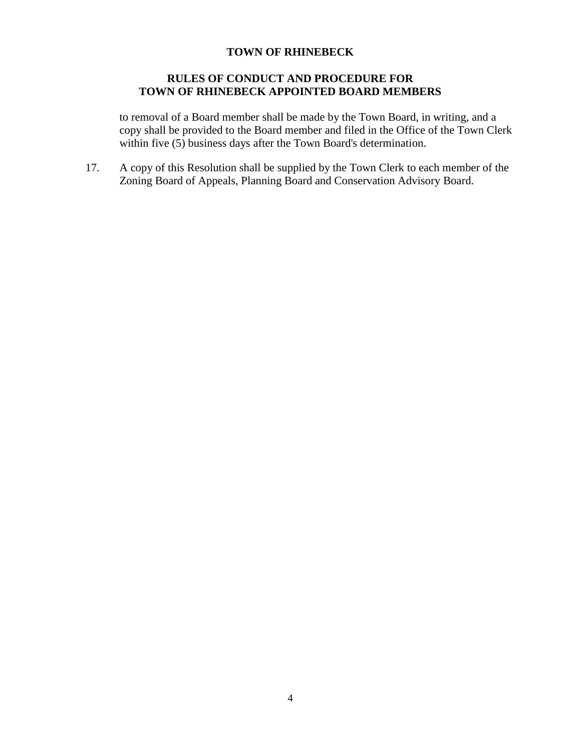to removal of a Board member shall be made by the Town Board, in writing, and a copy shall be provided to the Board member and filed in the Office of the Town Clerk within five (5) business days after the Town Board's determination.

17. A copy of this Resolution shall be supplied by the Town Clerk to each member of the Zoning Board of Appeals, Planning Board and Conservation Advisory Board.